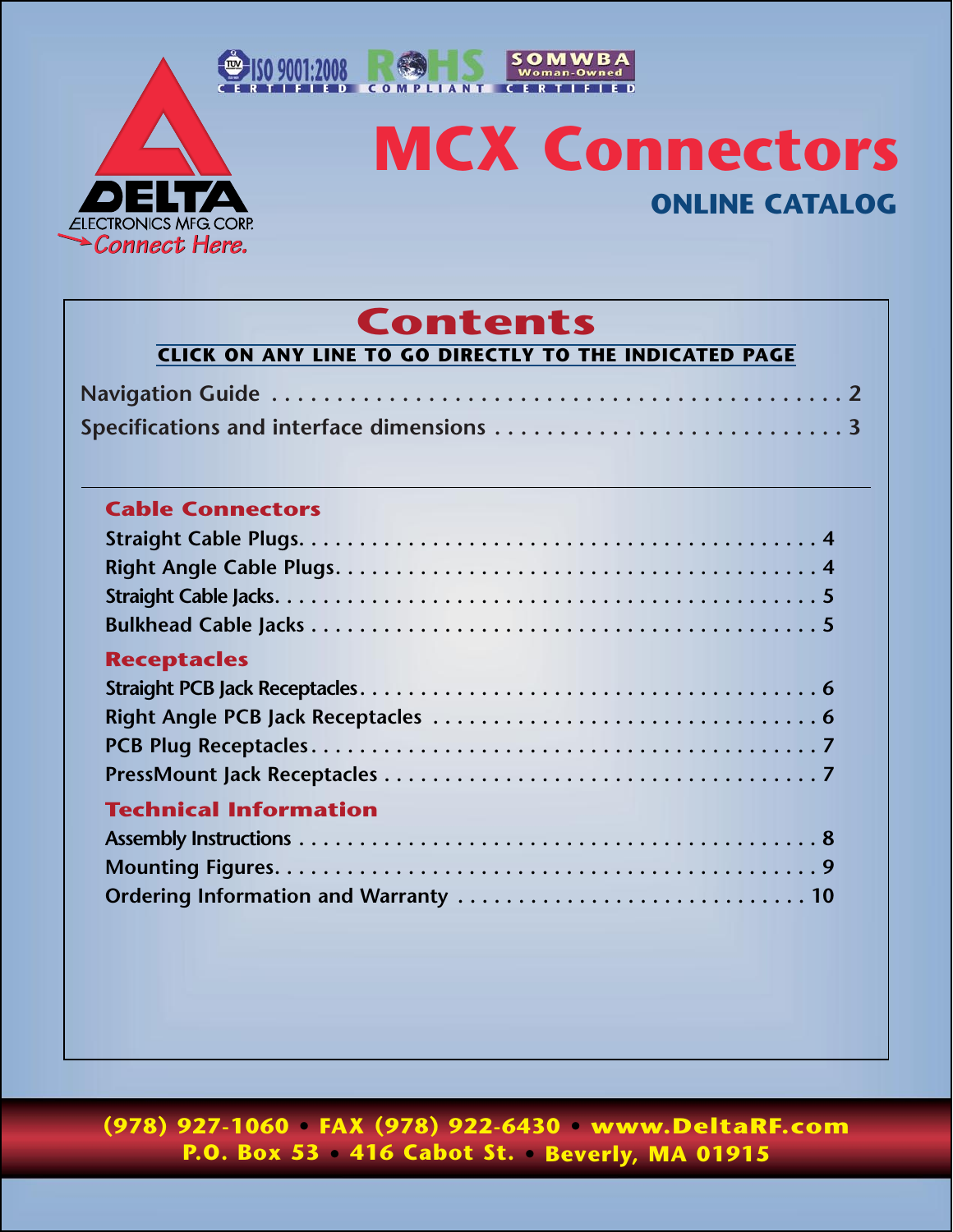ISO 9001:2008 CERTIFIED | RoHS COMPLIANT | SOMWBA Woman-Owned CERTIFIED

DELTA ELECTRONICS MFG. CORP.
Connect Here.

# MCX Connectors

## ONLINE CATALOG

## Contents

**CLICK ON ANY LINE TO GO DIRECTLY TO THE INDICATED PAGE**

Navigation Guide . . . . . . . . . . 2
Specifications and interface dimensions . . . . . . . . . . 3

### Cable Connectors

Straight Cable Plugs. . . . . . . . . . 4
Right Angle Cable Plugs. . . . . . . . . . 4
Straight Cable Jacks. . . . . . . . . . 5
Bulkhead Cable Jacks . . . . . . . . . . 5

### Receptacles

Straight PCB Jack Receptacles. . . . . . . . . . 6
Right Angle PCB Jack Receptacles . . . . . . . . . . 6
PCB Plug Receptacles. . . . . . . . . . 7
PressMount Jack Receptacles . . . . . . . . . . 7

### Technical Information

Assembly Instructions . . . . . . . . . . 8
Mounting Figures. . . . . . . . . . 9
Ordering Information and Warranty . . . . . . . . . . 10

**(978) 927-1060 • FAX (978) 922-6430 • www.DeltaRF.com**
**P.O. Box 53 • 416 Cabot St. • Beverly, MA 01915**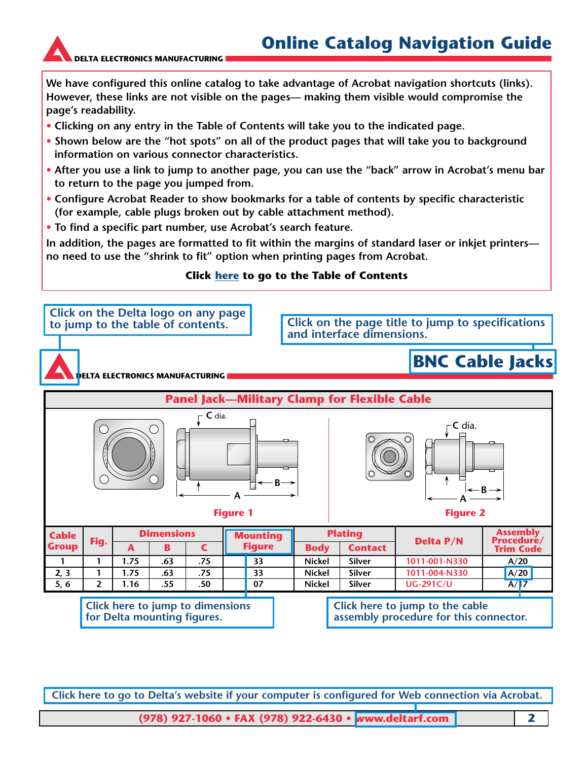# Online Catalog Navigation Guide

We have configured this online catalog to take advantage of Acrobat navigation shortcuts (links). However, these links are not visible on the pages— making them visible would compromise the page's readability.

- Clicking on any entry in the Table of Contents will take you to the indicated page.
- Shown below are the "hot spots" on all of the product pages that will take you to background information on various connector characteristics.
- After you use a link to jump to another page, you can use the "back" arrow in Acrobat's menu bar to return to the page you jumped from.
- Configure Acrobat Reader to show bookmarks for a table of contents by specific characteristic (for example, cable plugs broken out by cable attachment method).
- To find a specific part number, use Acrobat's search feature.

In addition, the pages are formatted to fit within the margins of standard laser or inkjet printers— no need to use the "shrink to fit" option when printing pages from Acrobat.

**Click here to go to the Table of Contents**

Click on the Delta logo on any page to jump to the table of contents.

Click on the page title to jump to specifications and interface dimensions.

DELTA ELECTRONICS MANUFACTURING

## BNC Cable Jacks

### Panel Jack—Military Clamp for Flexible Cable

Figure 1

Figure 2

| Cable Group | Fig. | Dimensions | | | Mounting Figure | Plating | | Delta P/N | Assembly Procedure/ Trim Code |
|---|---|---|---|---|---|---|---|---|---|
| | | A | B | C | | Body | Contact | | |
| 1 | 1 | 1.75 | .63 | .75 | 33 | Nickel | Silver | 1011-001-N330 | A/20 |
| 2, 3 | 1 | 1.75 | .63 | .75 | 33 | Nickel | Silver | 1011-004-N330 | A/20 |
| 5, 6 | 2 | 1.16 | .55 | .50 | 07 | Nickel | Silver | UG-291C/U | A/17 |

Click here to jump to dimensions for Delta mounting figures.

Click here to jump to the cable assembly procedure for this connector.

Click here to go to Delta's website if your computer is configured for Web connection via Acrobat.

(978) 927-1060 • FAX (978) 922-6430 • www.deltarf.com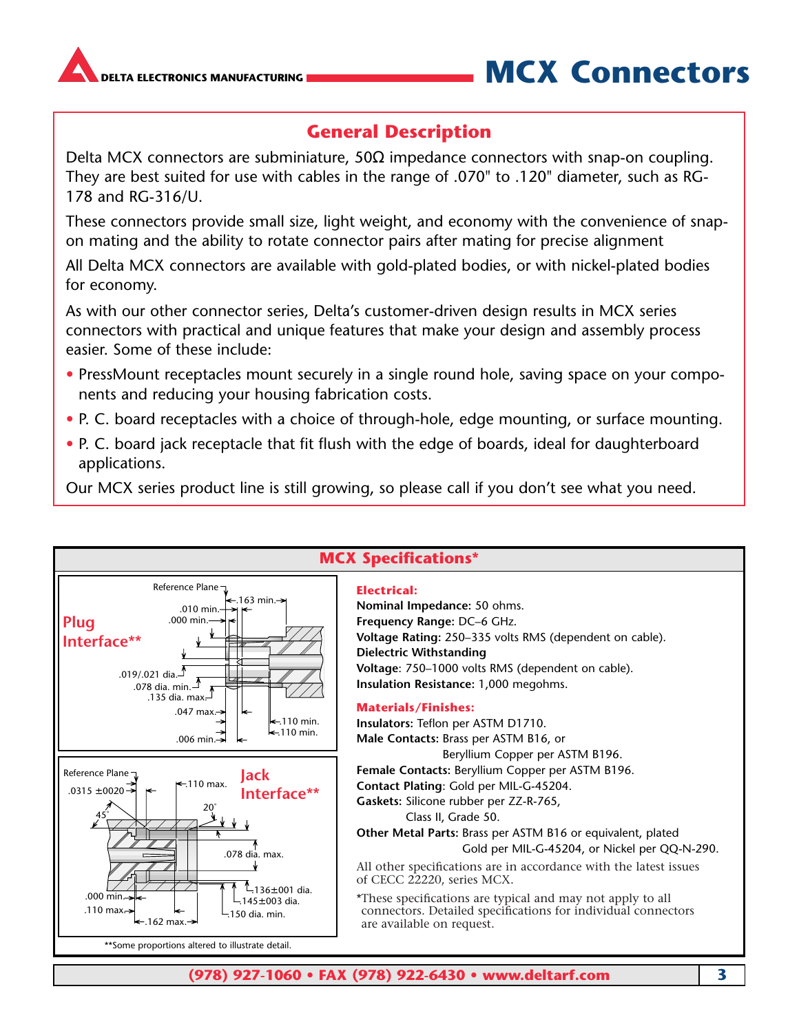# MCX Connectors

## General Description

Delta MCX connectors are subminiature, 50Ω impedance connectors with snap-on coupling. They are best suited for use with cables in the range of .070" to .120" diameter, such as RG-178 and RG-316/U.

These connectors provide small size, light weight, and economy with the convenience of snap-on mating and the ability to rotate connector pairs after mating for precise alignment

All Delta MCX connectors are available with gold-plated bodies, or with nickel-plated bodies for economy.

As with our other connector series, Delta's customer-driven design results in MCX series connectors with practical and unique features that make your design and assembly process easier. Some of these include:

- PressMount receptacles mount securely in a single round hole, saving space on your components and reducing your housing fabrication costs.
- P. C. board receptacles with a choice of through-hole, edge mounting, or surface mounting.
- P. C. board jack receptacle that fit flush with the edge of boards, ideal for daughterboard applications.

Our MCX series product line is still growing, so please call if you don't see what you need.

## MCX Specifications*

**Plug Interface****

Reference Plane; .163 min.; .010 min.; .000 min.; .019/.021 dia.; .078 dia. min.; .135 dia. max.; .047 max.; .110 min.; .110 min.; .006 min.

**Jack Interface****

Reference Plane; .0315 ±.0020; .110 max.; 20°; 45°; .078 dia. max.; .136±.001 dia.; .145±.003 dia.; .150 dia. min.; .000 min.; .110 max.; .162 max.

**Some proportions altered to illustrate detail.

### Electrical:

**Nominal Impedance:** 50 ohms.
**Frequency Range:** DC–6 GHz.
**Voltage Rating:** 250–335 volts RMS (dependent on cable).
**Dielectric Withstanding Voltage:** 750–1000 volts RMS (dependent on cable).
**Insulation Resistance:** 1,000 megohms.

### Materials/Finishes:

**Insulators:** Teflon per ASTM D1710.
**Male Contacts:** Brass per ASTM B16, or Beryllium Copper per ASTM B196.
**Female Contacts:** Beryllium Copper per ASTM B196.
**Contact Plating:** Gold per MIL-G-45204.
**Gaskets:** Silicone rubber per ZZ-R-765, Class II, Grade 50.
**Other Metal Parts:** Brass per ASTM B16 or equivalent, plated Gold per MIL-G-45204, or Nickel per QQ-N-290.

All other specifications are in accordance with the latest issues of CECC 22220, series MCX.

*These specifications are typical and may not apply to all connectors. Detailed specifications for individual connectors are available on request.

(978) 927-1060 • FAX (978) 922-6430 • www.deltarf.com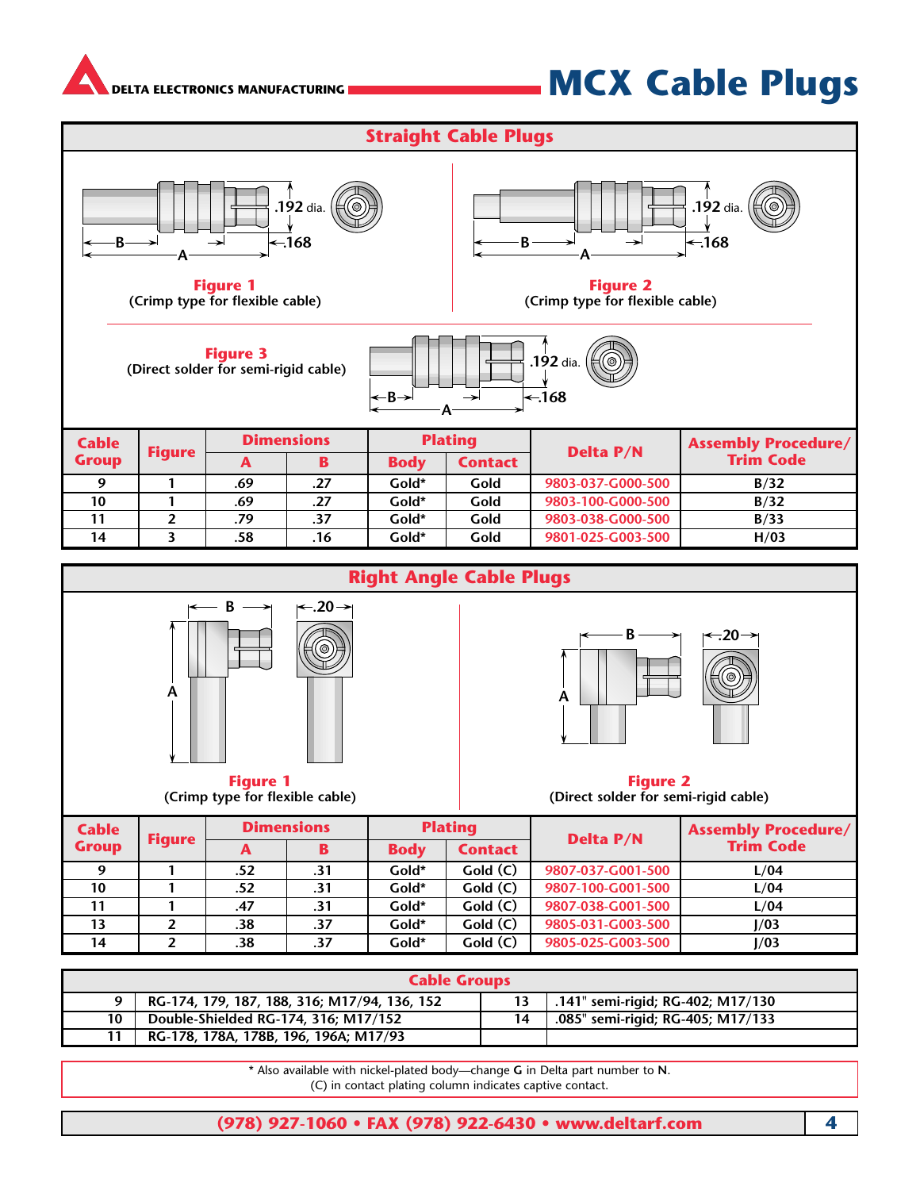# MCX Cable Plugs

DELTA ELECTRONICS MANUFACTURING

## Straight Cable Plugs

**Figure 1**
(Crimp type for flexible cable)

**Figure 2**
(Crimp type for flexible cable)

**Figure 3**
(Direct solder for semi-rigid cable)

| Cable Group | Figure | Dimensions | | Plating | | Delta P/N | Assembly Procedure/ Trim Code |
|---|---|---|---|---|---|---|---|
| | | A | B | Body | Contact | | |
| 9 | 1 | .69 | .27 | Gold* | Gold | 9803-037-G000-500 | B/32 |
| 10 | 1 | .69 | .27 | Gold* | Gold | 9803-100-G000-500 | B/32 |
| 11 | 2 | .79 | .37 | Gold* | Gold | 9803-038-G000-500 | B/33 |
| 14 | 3 | .58 | .16 | Gold* | Gold | 9801-025-G003-500 | H/03 |

## Right Angle Cable Plugs

**Figure 1**
(Crimp type for flexible cable)

**Figure 2**
(Direct solder for semi-rigid cable)

| Cable Group | Figure | Dimensions | | Plating | | Delta P/N | Assembly Procedure/ Trim Code |
|---|---|---|---|---|---|---|---|
| | | A | B | Body | Contact | | |
| 9 | 1 | .52 | .31 | Gold* | Gold (C) | 9807-037-G001-500 | L/04 |
| 10 | 1 | .52 | .31 | Gold* | Gold (C) | 9807-100-G001-500 | L/04 |
| 11 | 1 | .47 | .31 | Gold* | Gold (C) | 9807-038-G001-500 | L/04 |
| 13 | 2 | .38 | .37 | Gold* | Gold (C) | 9805-031-G003-500 | J/03 |
| 14 | 2 | .38 | .37 | Gold* | Gold (C) | 9805-025-G003-500 | J/03 |

## Cable Groups

| | | | |
|---|---|---|---|
| 9 | RG-174, 179, 187, 188, 316; M17/94, 136, 152 | 13 | .141" semi-rigid; RG-402; M17/130 |
| 10 | Double-Shielded RG-174, 316; M17/152 | 14 | .085" semi-rigid; RG-405; M17/133 |
| 11 | RG-178, 178A, 178B, 196, 196A; M17/93 | | |

* Also available with nickel-plated body—change **G** in Delta part number to **N**.
(C) in contact plating column indicates captive contact.

**(978) 927-1060 • FAX (978) 922-6430 • www.deltarf.com**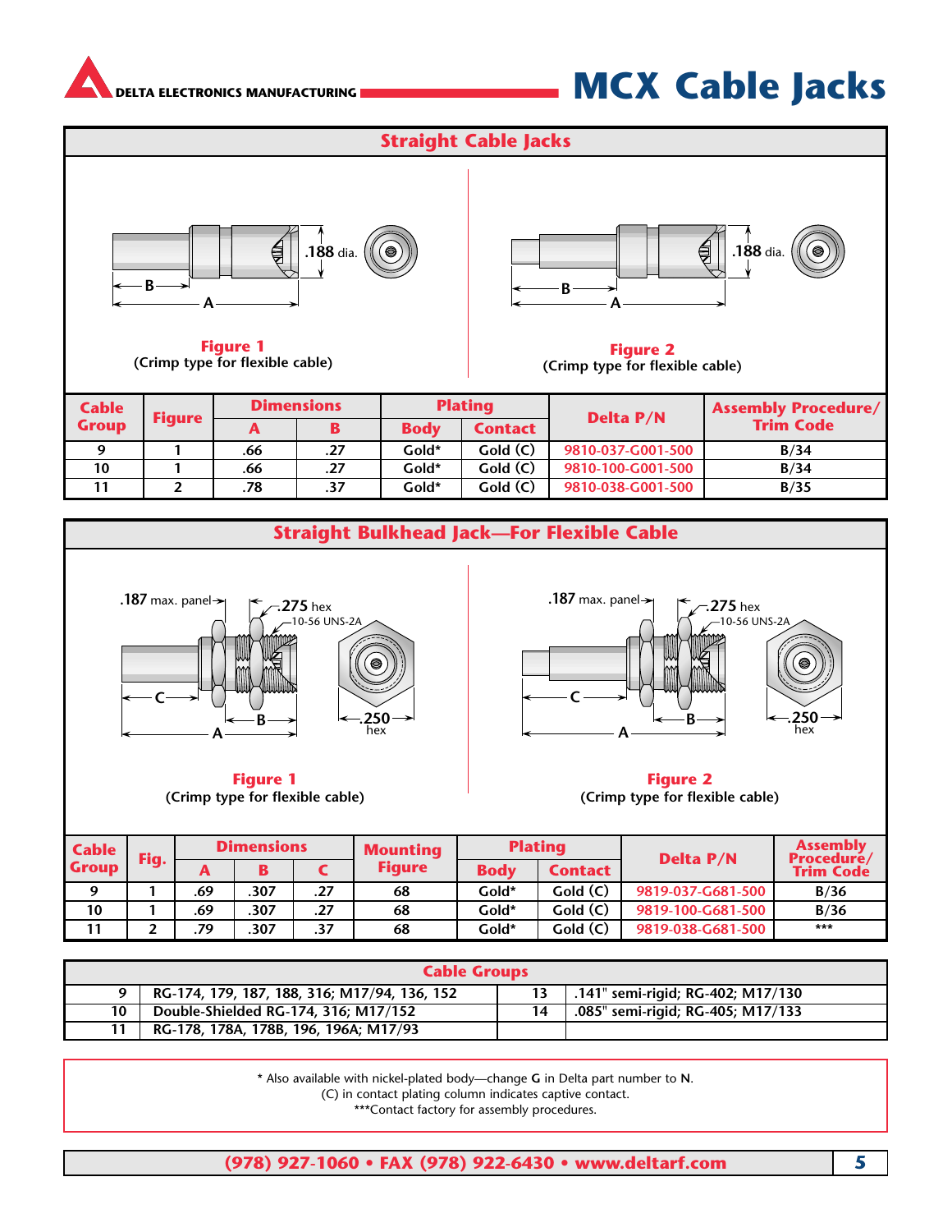DELTA ELECTRONICS MANUFACTURING

# MCX Cable Jacks

## Straight Cable Jacks

.188 dia.

B

A

**Figure 1**
(Crimp type for flexible cable)

.188 dia.

B

A

**Figure 2**
(Crimp type for flexible cable)

| Cable Group | Figure | Dimensions | | Plating | | Delta P/N | Assembly Procedure/ Trim Code |
|---|---|---|---|---|---|---|---|
| | | A | B | Body | Contact | | |
| 9 | 1 | .66 | .27 | Gold* | Gold (C) | 9810-037-G001-500 | B/34 |
| 10 | 1 | .66 | .27 | Gold* | Gold (C) | 9810-100-G001-500 | B/34 |
| 11 | 2 | .78 | .37 | Gold* | Gold (C) | 9810-038-G001-500 | B/35 |

## Straight Bulkhead Jack—For Flexible Cable

.187 max. panel

.275 hex

10-56 UNS-2A

C

B

A

.250 hex

**Figure 1**
(Crimp type for flexible cable)

.187 max. panel

.275 hex

10-56 UNS-2A

C

B

A

.250 hex

**Figure 2**
(Crimp type for flexible cable)

| Cable Group | Fig. | Dimensions | | | Mounting Figure | Plating | | Delta P/N | Assembly Procedure/ Trim Code |
|---|---|---|---|---|---|---|---|---|---|
| | | A | B | C | | Body | Contact | | |
| 9 | 1 | .69 | .307 | .27 | 68 | Gold* | Gold (C) | 9819-037-G681-500 | B/36 |
| 10 | 1 | .69 | .307 | .27 | 68 | Gold* | Gold (C) | 9819-100-G681-500 | B/36 |
| 11 | 2 | .79 | .307 | .37 | 68 | Gold* | Gold (C) | 9819-038-G681-500 | *** |

| Cable Groups | | | |
|---|---|---|---|
| 9 | RG-174, 179, 187, 188, 316; M17/94, 136, 152 | 13 | .141" semi-rigid; RG-402; M17/130 |
| 10 | Double-Shielded RG-174, 316; M17/152 | 14 | .085" semi-rigid; RG-405; M17/133 |
| 11 | RG-178, 178A, 178B, 196, 196A; M17/93 | | |

* Also available with nickel-plated body—change **G** in Delta part number to **N**.
(C) in contact plating column indicates captive contact.
***Contact factory for assembly procedures.

(978) 927-1060 • FAX (978) 922-6430 • www.deltarf.com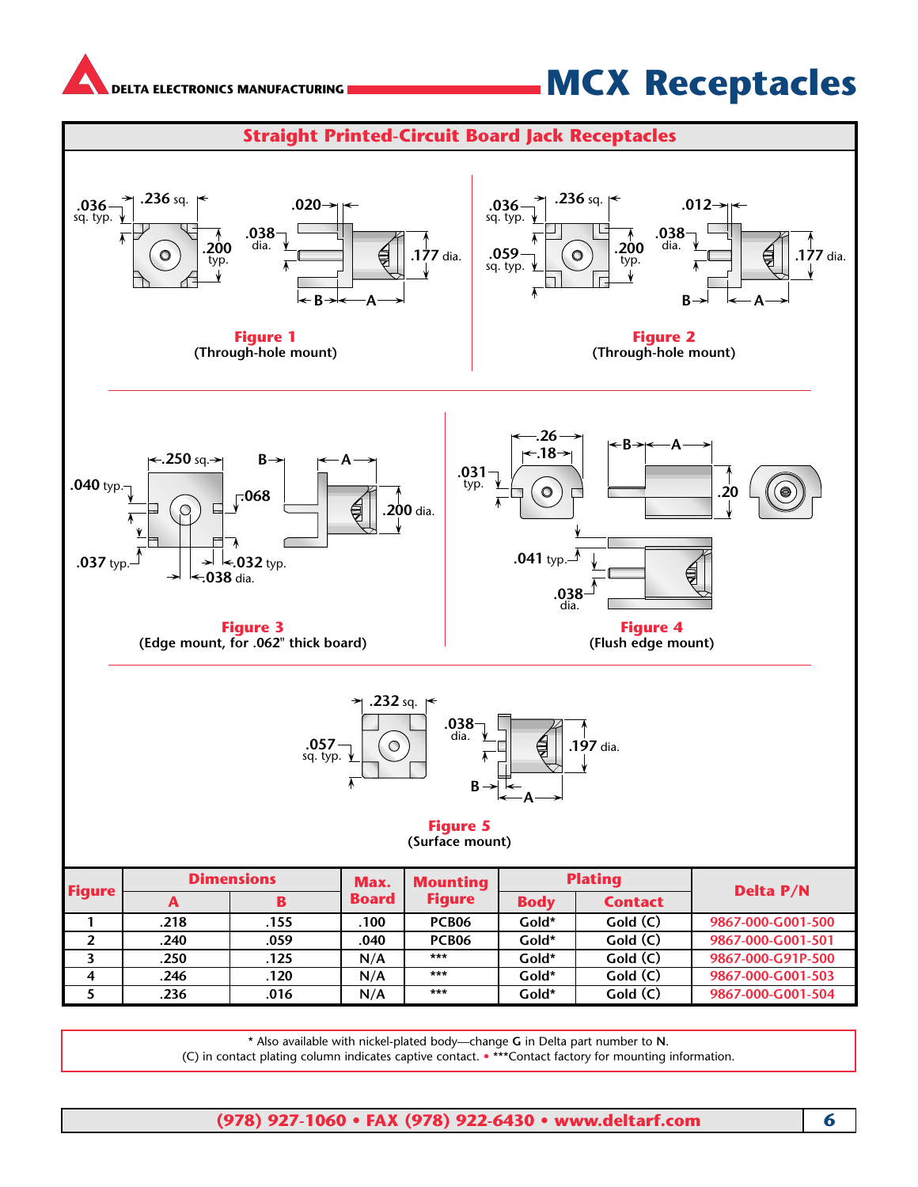# MCX Receptacles

## Straight Printed-Circuit Board Jack Receptacles

**Figure 1**
(Through-hole mount)

**Figure 2**
(Through-hole mount)

**Figure 3**
(Edge mount, for .062" thick board)

**Figure 4**
(Flush edge mount)

**Figure 5**
(Surface mount)

| Figure | Dimensions | | Max. Board | Mounting Figure | Plating | | Delta P/N |
|---|---|---|---|---|---|---|---|
| | A | B | | | Body | Contact | |
| 1 | .218 | .155 | .100 | PCB06 | Gold* | Gold (C) | 9867-000-G001-500 |
| 2 | .240 | .059 | .040 | PCB06 | Gold* | Gold (C) | 9867-000-G001-501 |
| 3 | .250 | .125 | N/A | *** | Gold* | Gold (C) | 9867-000-G91P-500 |
| 4 | .246 | .120 | N/A | *** | Gold* | Gold (C) | 9867-000-G001-503 |
| 5 | .236 | .016 | N/A | *** | Gold* | Gold (C) | 9867-000-G001-504 |

\* Also available with nickel-plated body—change **G** in Delta part number to **N**.
(C) in contact plating column indicates captive contact. • ***Contact factory for mounting information.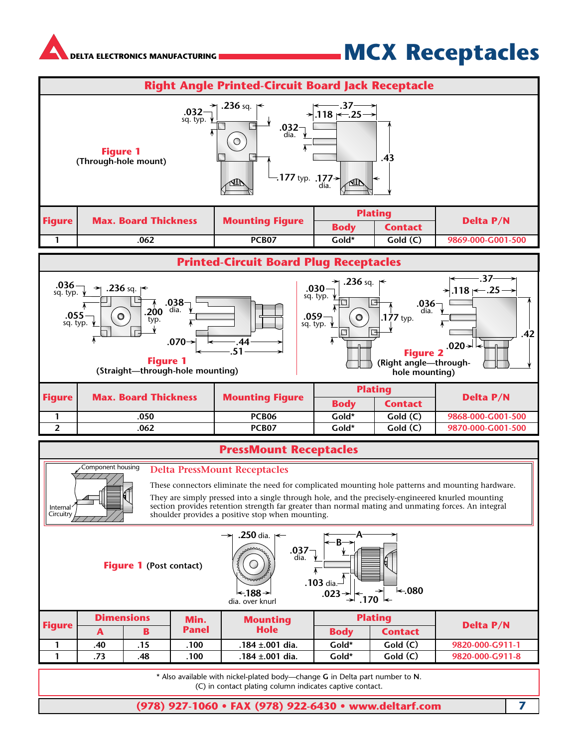# MCX Receptacles

## Right Angle Printed-Circuit Board Jack Receptacle

**Figure 1** (Through-hole mount)

| Figure | Max. Board Thickness | Mounting Figure | Plating | | Delta P/N |
|---|---|---|---|---|---|
| | | | Body | Contact | |
| 1 | .062 | PCB07 | Gold* | Gold (C) | 9869-000-G001-500 |

## Printed-Circuit Board Plug Receptacles

**Figure 1** (Straight—through-hole mounting)

**Figure 2** (Right angle—through-hole mounting)

| Figure | Max. Board Thickness | Mounting Figure | Plating | | Delta P/N |
|---|---|---|---|---|---|
| | | | Body | Contact | |
| 1 | .050 | PCB06 | Gold* | Gold (C) | 9868-000-G001-500 |
| 2 | .062 | PCB07 | Gold* | Gold (C) | 9870-000-G001-500 |

## PressMount Receptacles

### Delta PressMount Receptacles

These connectors eliminate the need for complicated mounting hole patterns and mounting hardware.

They are simply pressed into a single through hole, and the precisely-engineered knurled mounting section provides retention strength far greater than normal mating and unmating forces. An integral shoulder provides a positive stop when mounting.

**Figure 1** (Post contact)

| Figure | Dimensions | | Min. Panel | Mounting Hole | Plating | | Delta P/N |
|---|---|---|---|---|---|---|---|
| | A | B | | | Body | Contact | |
| 1 | .40 | .15 | .100 | .184 ±.001 dia. | Gold* | Gold (C) | 9820-000-G911-1 |
| 1 | .73 | .48 | .100 | .184 ±.001 dia. | Gold* | Gold (C) | 9820-000-G911-8 |

\* Also available with nickel-plated body—change **G** in Delta part number to **N**.
(C) in contact plating column indicates captive contact.

(978) 927-1060 • FAX (978) 922-6430 • www.deltarf.com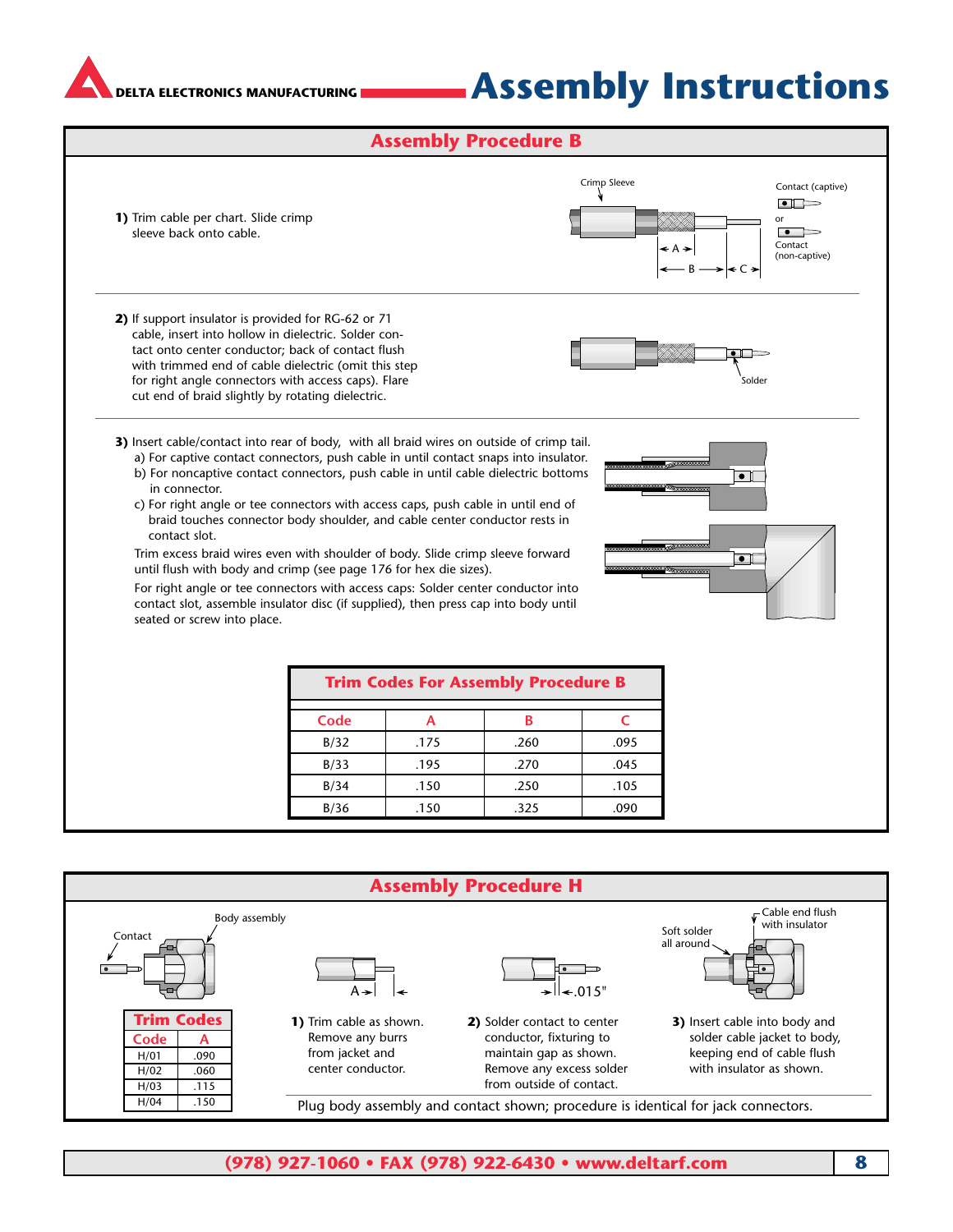# Assembly Instructions

## Assembly Procedure B

**1)** Trim cable per chart. Slide crimp sleeve back onto cable.

Crimp Sleeve — Contact (captive) or Contact (non-captive) — A — B — C

**2)** If support insulator is provided for RG-62 or 71 cable, insert into hollow in dielectric. Solder contact onto center conductor; back of contact flush with trimmed end of cable dielectric (omit this step for right angle connectors with access caps). Flare cut end of braid slightly by rotating dielectric.

Solder

**3)** Insert cable/contact into rear of body, with all braid wires on outside of crimp tail.
a) For captive contact connectors, push cable in until contact snaps into insulator.
b) For noncaptive contact connectors, push cable in until cable dielectric bottoms in connector.
c) For right angle or tee connectors with access caps, push cable in until end of braid touches connector body shoulder, and cable center conductor rests in contact slot.

Trim excess braid wires even with shoulder of body. Slide crimp sleeve forward until flush with body and crimp (see page 176 for hex die sizes).

For right angle or tee connectors with access caps: Solder center conductor into contact slot, assemble insulator disc (if supplied), then press cap into body until seated or screw into place.

### Trim Codes For Assembly Procedure B

| Code | A | B | C |
|---|---|---|---|
| B/32 | .175 | .260 | .095 |
| B/33 | .195 | .270 | .045 |
| B/34 | .150 | .250 | .105 |
| B/36 | .150 | .325 | .090 |

## Assembly Procedure H

Contact — Body assembly

### Trim Codes

| Code | A |
|---|---|
| H/01 | .090 |
| H/02 | .060 |
| H/03 | .115 |
| H/04 | .150 |

A

**1)** Trim cable as shown. Remove any burrs from jacket and center conductor.

.015"

**2)** Solder contact to center conductor, fixturing to maintain gap as shown. Remove any excess solder from outside of contact.

Soft solder all around — Cable end flush with insulator

**3)** Insert cable into body and solder cable jacket to body, keeping end of cable flush with insulator as shown.

Plug body assembly and contact shown; procedure is identical for jack connectors.

(978) 927-1060 • FAX (978) 922-6430 • www.deltarf.com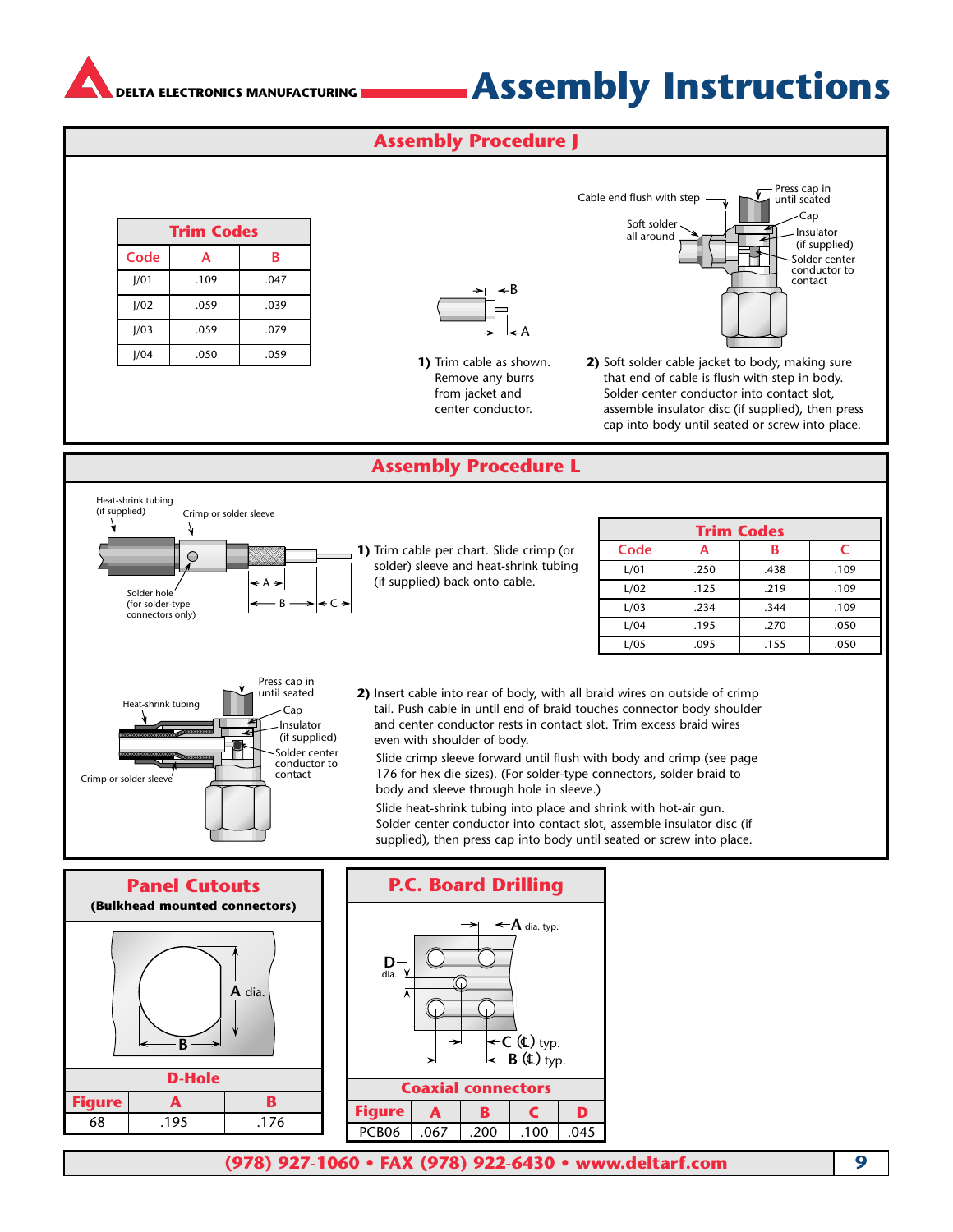# Assembly Instructions

## Assembly Procedure J

| Trim Codes | | |
|---|---|---|
| Code | A | B |
| J/01 | .109 | .047 |
| J/02 | .059 | .039 |
| J/03 | .059 | .079 |
| J/04 | .050 | .059 |

Cable end flush with step

Press cap in until seated

Cap

Soft solder all around

Insulator (if supplied)

Solder center conductor to contact

**1)** Trim cable as shown. Remove any burrs from jacket and center conductor.

**2)** Soft solder cable jacket to body, making sure that end of cable is flush with step in body. Solder center conductor into contact slot, assemble insulator disc (if supplied), then press cap into body until seated or screw into place.

## Assembly Procedure L

Heat-shrink tubing (if supplied)

Crimp or solder sleeve

Solder hole (for solder-type connectors only)

**1)** Trim cable per chart. Slide crimp (or solder) sleeve and heat-shrink tubing (if supplied) back onto cable.

| Trim Codes | | | |
|---|---|---|---|
| Code | A | B | C |
| L/01 | .250 | .438 | .109 |
| L/02 | .125 | .219 | .109 |
| L/03 | .234 | .344 | .109 |
| L/04 | .195 | .270 | .050 |
| L/05 | .095 | .155 | .050 |

Press cap in until seated

Heat-shrink tubing

Cap

Insulator (if supplied)

Solder center conductor to contact

Crimp or solder sleeve

**2)** Insert cable into rear of body, with all braid wires on outside of crimp tail. Push cable in until end of braid touches connector body shoulder and center conductor rests in contact slot. Trim excess braid wires even with shoulder of body.

Slide crimp sleeve forward until flush with body and crimp (see page 176 for hex die sizes). (For solder-type connectors, solder braid to body and sleeve through hole in sleeve.)

Slide heat-shrink tubing into place and shrink with hot-air gun. Solder center conductor into contact slot, assemble insulator disc (if supplied), then press cap into body until seated or screw into place.

## Panel Cutouts

**(Bulkhead mounted connectors)**

| D-Hole | | |
|---|---|---|
| Figure | A | B |
| 68 | .195 | .176 |

## P.C. Board Drilling

A dia. typ.

D dia.

C (℄) typ.

B (℄) typ.

| Coaxial connectors | | | | |
|---|---|---|---|---|
| Figure | A | B | C | D |
| PCB06 | .067 | .200 | .100 | .045 |

(978) 927-1060 • FAX (978) 922-6430 • www.deltarf.com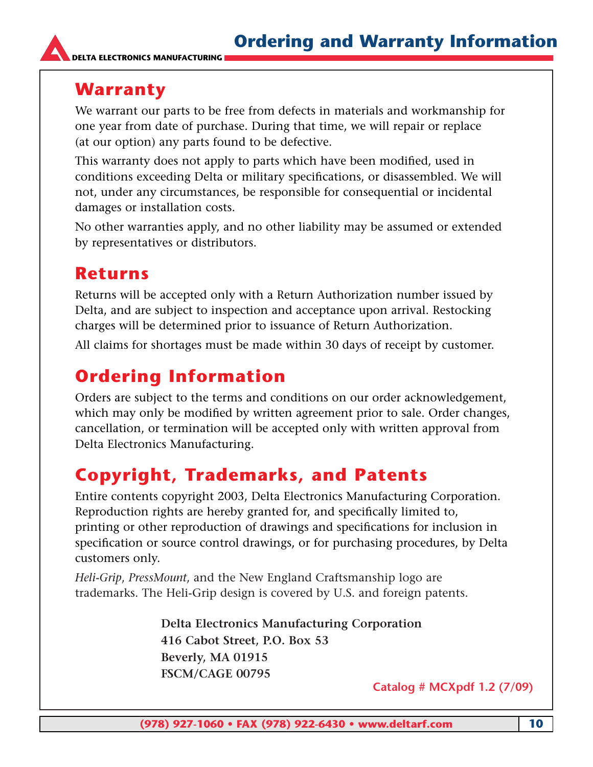## Warranty

We warrant our parts to be free from defects in materials and workmanship for one year from date of purchase. During that time, we will repair or replace (at our option) any parts found to be defective.

This warranty does not apply to parts which have been modified, used in conditions exceeding Delta or military specifications, or disassembled. We will not, under any circumstances, be responsible for consequential or incidental damages or installation costs.

No other warranties apply, and no other liability may be assumed or extended by representatives or distributors.

## Returns

Returns will be accepted only with a Return Authorization number issued by Delta, and are subject to inspection and acceptance upon arrival. Restocking charges will be determined prior to issuance of Return Authorization.

All claims for shortages must be made within 30 days of receipt by customer.

## Ordering Information

Orders are subject to the terms and conditions on our order acknowledgement, which may only be modified by written agreement prior to sale. Order changes, cancellation, or termination will be accepted only with written approval from Delta Electronics Manufacturing.

## Copyright, Trademarks, and Patents

Entire contents copyright 2003, Delta Electronics Manufacturing Corporation. Reproduction rights are hereby granted for, and specifically limited to, printing or other reproduction of drawings and specifications for inclusion in specification or source control drawings, or for purchasing procedures, by Delta customers only.

*Heli-Grip*, *PressMount*, and the New England Craftsmanship logo are trademarks. The Heli-Grip design is covered by U.S. and foreign patents.

**Delta Electronics Manufacturing Corporation**
**416 Cabot Street, P.O. Box 53**
**Beverly, MA 01915**
**FSCM/CAGE 00795**

Catalog # MCXpdf 1.2 (7/09)

(978) 927-1060 • FAX (978) 922-6430 • www.deltarf.com